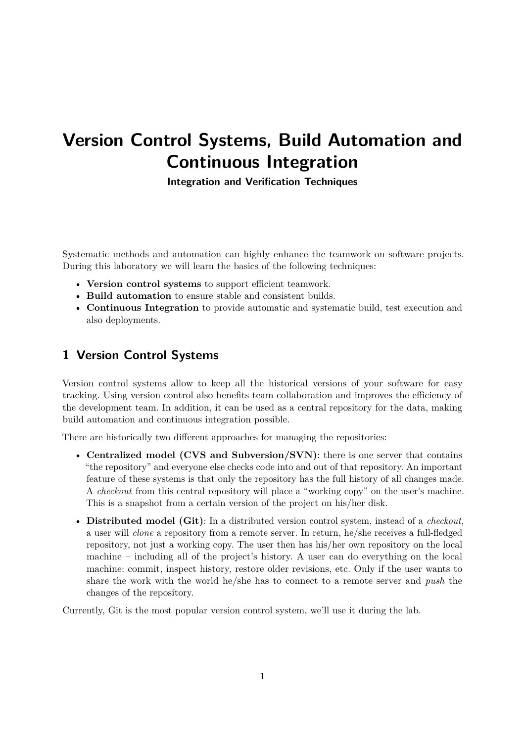# Version Control Systems, Build Automation and Continuous Integration

**Integration and Verification Techniques**

Systematic methods and automation can highly enhance the teamwork on software projects. During this laboratory we will learn the basics of the following techniques:

- **Version control systems** to support efficient teamwork.
- **Build automation** to ensure stable and consistent builds.
- **Continuous Integration** to provide automatic and systematic build, test execution and also deployments.

## 1 Version Control Systems

Version control systems allow to keep all the historical versions of your software for easy tracking. Using version control also benefits team collaboration and improves the efficiency of the development team. In addition, it can be used as a central repository for the data, making build automation and continuous integration possible.

There are historically two different approaches for managing the repositories:

- **Centralized model (CVS and Subversion/SVN)**: there is one server that contains "the repository" and everyone else checks code into and out of that repository. An important feature of these systems is that only the repository has the full history of all changes made. A *checkout* from this central repository will place a "working copy" on the user's machine. This is a snapshot from a certain version of the project on his/her disk.
- **Distributed model (Git)**: In a distributed version control system, instead of a *checkout*, a user will *clone* a repository from a remote server. In return, he/she receives a full-fledged repository, not just a working copy. The user then has his/her own repository on the local machine – including all of the project's history. A user can do everything on the local machine: commit, inspect history, restore older revisions, etc. Only if the user wants to share the work with the world he/she has to connect to a remote server and *push* the changes of the repository.

Currently, Git is the most popular version control system, we'll use it during the lab.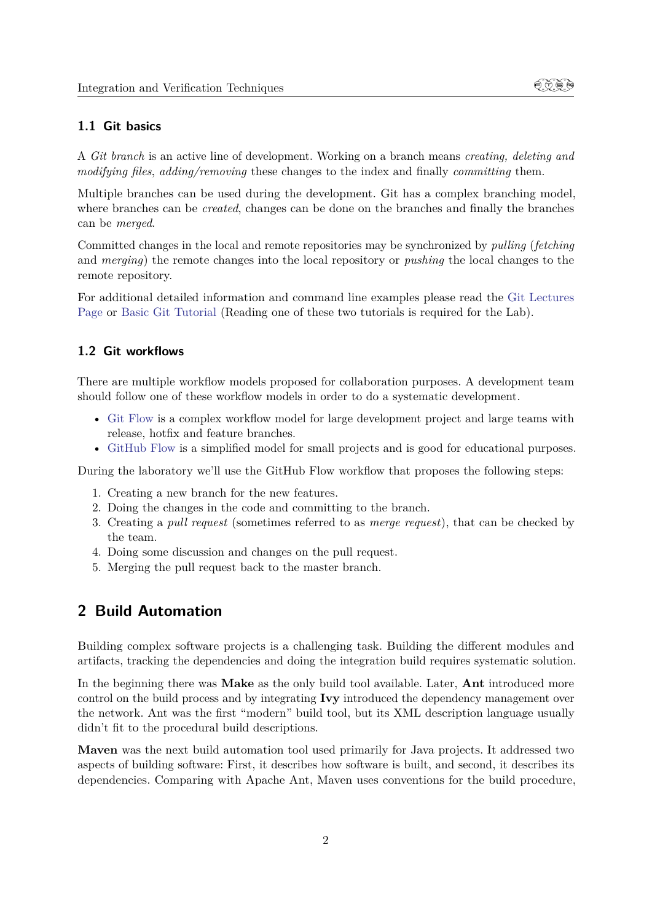### 1.1 Git basics

A *Git branch* is an active line of development. Working on a branch means *creating, deleting and modifying files*, *adding/removing* these changes to the index and finally *committing* them.

Multiple branches can be used during the development. Git has a complex branching model, where branches can be *created*, changes can be done on the branches and finally the branches can be *merged*.

Committed changes in the local and remote repositories may be synchronized by *pulling* (*fetching* and *merging*) the remote changes into the local repository or *pushing* the local changes to the remote repository.

For additional detailed information and command line examples please read the Git Lectures Page or Basic Git Tutorial (Reading one of these two tutorials is required for the Lab).

### 1.2 Git workflows

There are multiple workflow models proposed for collaboration purposes. A development team should follow one of these workflow models in order to do a systematic development.

- Git Flow is a complex workflow model for large development project and large teams with release, hotfix and feature branches.
- GitHub Flow is a simplified model for small projects and is good for educational purposes.

During the laboratory we'll use the GitHub Flow workflow that proposes the following steps:

1. Creating a new branch for the new features.
2. Doing the changes in the code and committing to the branch.
3. Creating a *pull request* (sometimes referred to as *merge request*), that can be checked by the team.
4. Doing some discussion and changes on the pull request.
5. Merging the pull request back to the master branch.

## 2 Build Automation

Building complex software projects is a challenging task. Building the different modules and artifacts, tracking the dependencies and doing the integration build requires systematic solution.

In the beginning there was **Make** as the only build tool available. Later, **Ant** introduced more control on the build process and by integrating **Ivy** introduced the dependency management over the network. Ant was the first "modern" build tool, but its XML description language usually didn't fit to the procedural build descriptions.

**Maven** was the next build automation tool used primarily for Java projects. It addressed two aspects of building software: First, it describes how software is built, and second, it describes its dependencies. Comparing with Apache Ant, Maven uses conventions for the build procedure,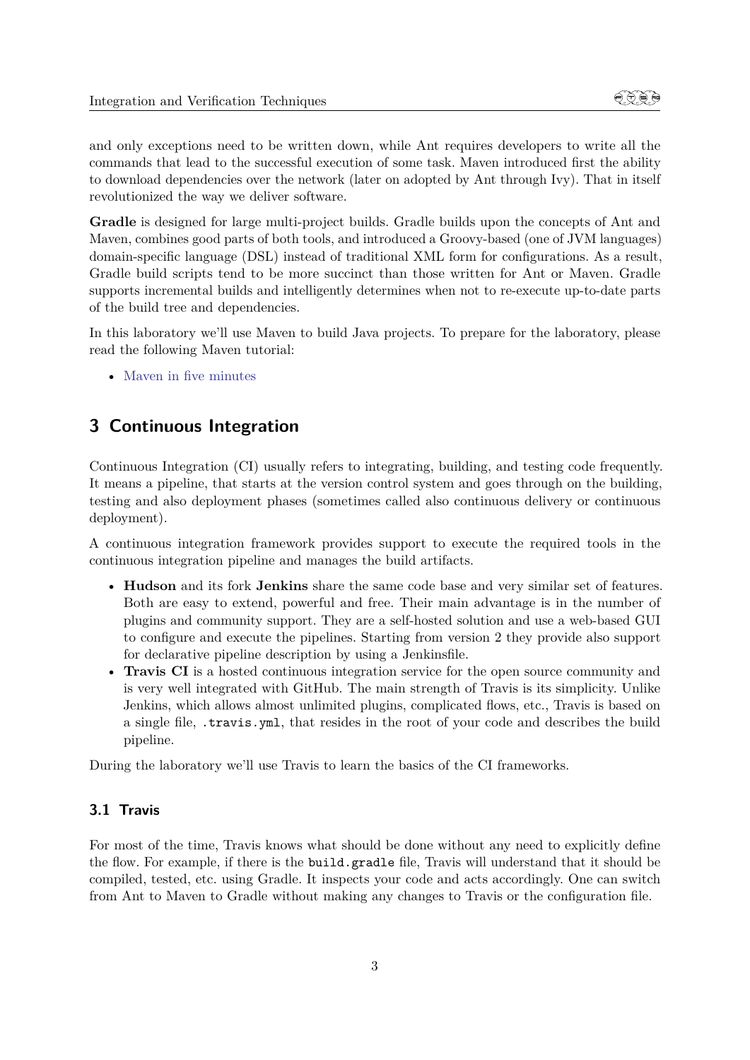and only exceptions need to be written down, while Ant requires developers to write all the commands that lead to the successful execution of some task. Maven introduced first the ability to download dependencies over the network (later on adopted by Ant through Ivy). That in itself revolutionized the way we deliver software.

**Gradle** is designed for large multi-project builds. Gradle builds upon the concepts of Ant and Maven, combines good parts of both tools, and introduced a Groovy-based (one of JVM languages) domain-specific language (DSL) instead of traditional XML form for configurations. As a result, Gradle build scripts tend to be more succinct than those written for Ant or Maven. Gradle supports incremental builds and intelligently determines when not to re-execute up-to-date parts of the build tree and dependencies.

In this laboratory we'll use Maven to build Java projects. To prepare for the laboratory, please read the following Maven tutorial:

- Maven in five minutes

## 3 Continuous Integration

Continuous Integration (CI) usually refers to integrating, building, and testing code frequently. It means a pipeline, that starts at the version control system and goes through on the building, testing and also deployment phases (sometimes called also continuous delivery or continuous deployment).

A continuous integration framework provides support to execute the required tools in the continuous integration pipeline and manages the build artifacts.

- **Hudson** and its fork **Jenkins** share the same code base and very similar set of features. Both are easy to extend, powerful and free. Their main advantage is in the number of plugins and community support. They are a self-hosted solution and use a web-based GUI to configure and execute the pipelines. Starting from version 2 they provide also support for declarative pipeline description by using a Jenkinsfile.
- **Travis CI** is a hosted continuous integration service for the open source community and is very well integrated with GitHub. The main strength of Travis is its simplicity. Unlike Jenkins, which allows almost unlimited plugins, complicated flows, etc., Travis is based on a single file, `.travis.yml`, that resides in the root of your code and describes the build pipeline.

During the laboratory we'll use Travis to learn the basics of the CI frameworks.

### 3.1 Travis

For most of the time, Travis knows what should be done without any need to explicitly define the flow. For example, if there is the `build.gradle` file, Travis will understand that it should be compiled, tested, etc. using Gradle. It inspects your code and acts accordingly. One can switch from Ant to Maven to Gradle without making any changes to Travis or the configuration file.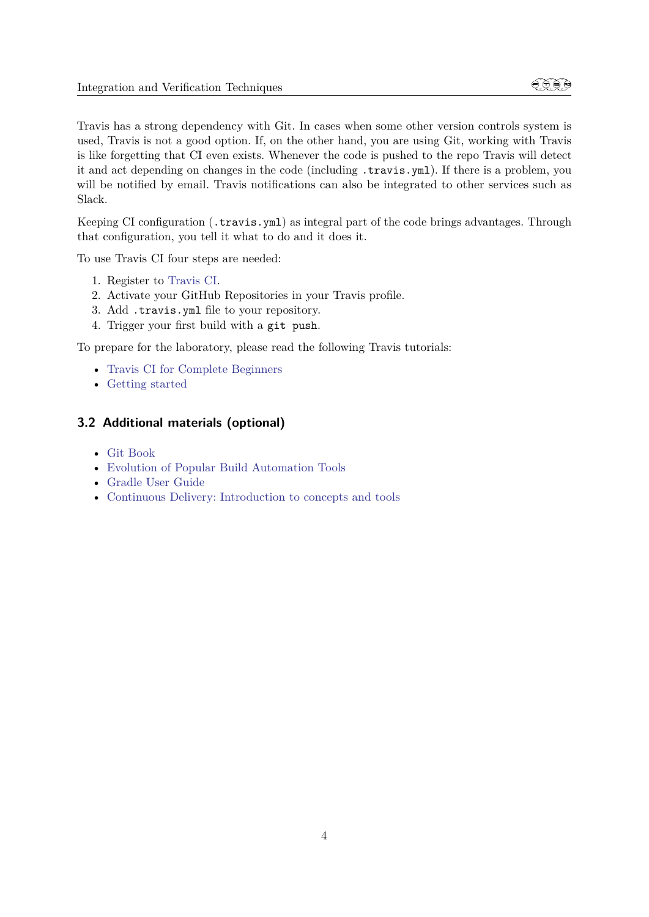Travis has a strong dependency with Git. In cases when some other version controls system is used, Travis is not a good option. If, on the other hand, you are using Git, working with Travis is like forgetting that CI even exists. Whenever the code is pushed to the repo Travis will detect it and act depending on changes in the code (including `.travis.yml`). If there is a problem, you will be notified by email. Travis notifications can also be integrated to other services such as Slack.

Keeping CI configuration (`.travis.yml`) as integral part of the code brings advantages. Through that configuration, you tell it what to do and it does it.

To use Travis CI four steps are needed:

1. Register to Travis CI.
2. Activate your GitHub Repositories in your Travis profile.
3. Add `.travis.yml` file to your repository.
4. Trigger your first build with a `git push`.

To prepare for the laboratory, please read the following Travis tutorials:

- Travis CI for Complete Beginners
- Getting started

## 3.2 Additional materials (optional)

- Git Book
- Evolution of Popular Build Automation Tools
- Gradle User Guide
- Continuous Delivery: Introduction to concepts and tools